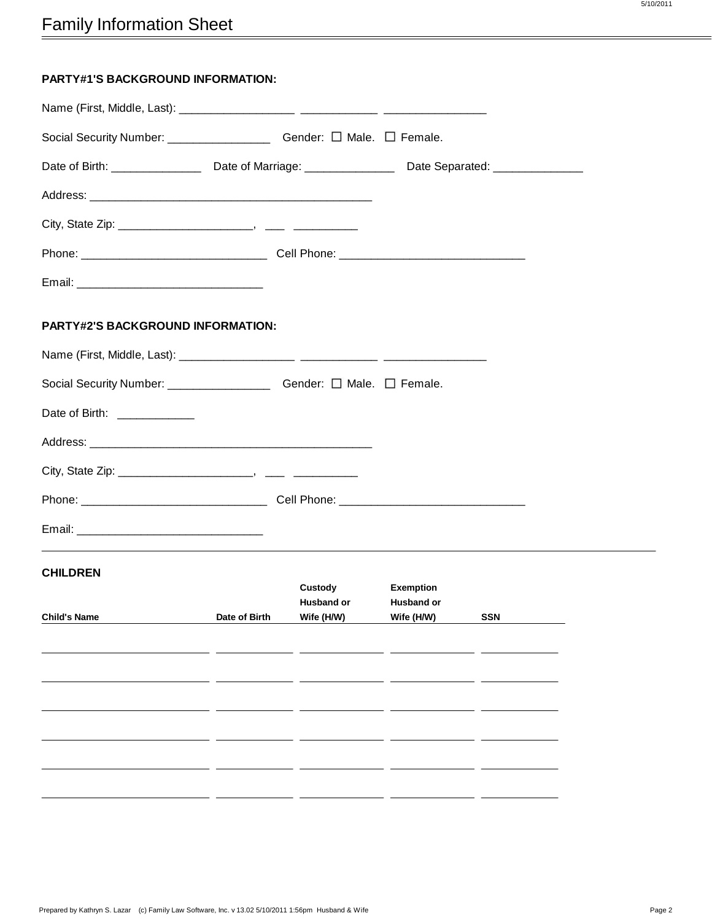# Family Information Sheet

**PARTY#1'S BACKGROUND INFORMATION:**

Name (First, Middle, Last): __________________ ____________ ________________

Social Security Number: ________________ Gender: ☐ Male. ☐ Female.

Date of Birth: ______________ Date of Marriage: ______________ Date Separated: ______________

Address: ______________________________________________

City, State Zip: ______________________, ___ __________

Phone: ______________________________ Cell Phone: ______________________________

Email: ______________________________

**PARTY#2'S BACKGROUND INFORMATION:**

Name (First, Middle, Last): __________________ ____________ ________________

Social Security Number: ________________ Gender: ☐ Male. ☐ Female.

Date of Birth: ____________

Address: ______________________________________________

City, State Zip: ______________________, ___ __________

Phone: ______________________________ Cell Phone: ______________________________

Email: ______________________________

**CHILDREN**

| Child's Name | Date of Birth | Custody Husband or Wife (H/W) | Exemption Husband or Wife (H/W) | SSN |
|---|---|---|---|---|
| | | | | |
| | | | | |
| | | | | |
| | | | | |
| | | | | |
| | | | | |

Prepared by Kathryn S. Lazar (c) Family Law Software, Inc. v 13.02 5/10/2011 1:56pm Husband & Wife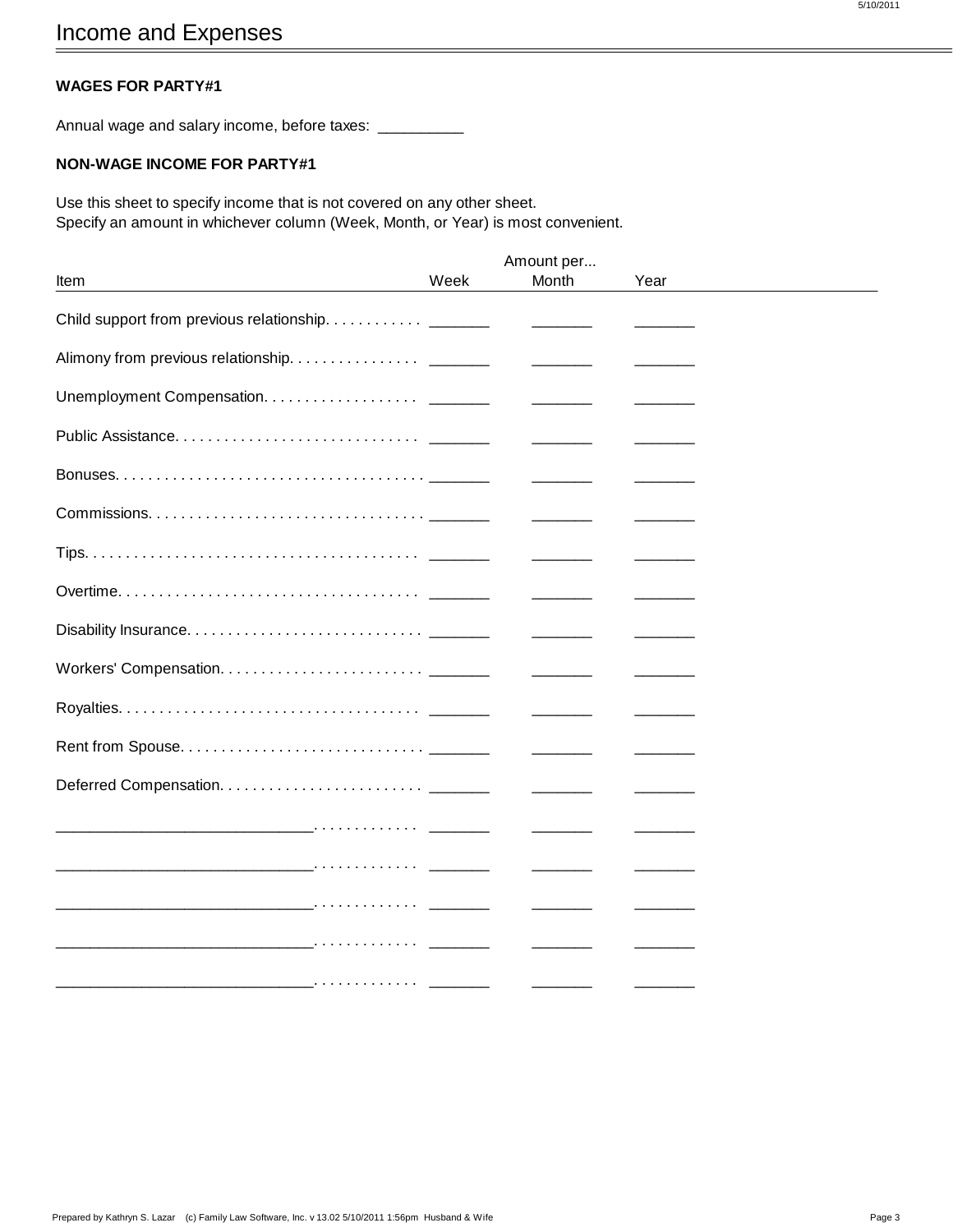# Income and Expenses

**WAGES FOR PARTY#1**

Annual wage and salary income, before taxes: __________

**NON-WAGE INCOME FOR PARTY#1**

Use this sheet to specify income that is not covered on any other sheet.
Specify an amount in whichever column (Week, Month, or Year) is most convenient.

| | Amount per... | | |
|---|---|---|---|
| Item | Week | Month | Year |
| Child support from previous relationship | _______ | _______ | _______ |
| Alimony from previous relationship | _______ | _______ | _______ |
| Unemployment Compensation | _______ | _______ | _______ |
| Public Assistance | _______ | _______ | _______ |
| Bonuses | _______ | _______ | _______ |
| Commissions | _______ | _______ | _______ |
| Tips | _______ | _______ | _______ |
| Overtime | _______ | _______ | _______ |
| Disability Insurance | _______ | _______ | _______ |
| Workers' Compensation | _______ | _______ | _______ |
| Royalties | _______ | _______ | _______ |
| Rent from Spouse | _______ | _______ | _______ |
| Deferred Compensation | _______ | _______ | _______ |
| _____________________________ | _______ | _______ | _______ |
| _____________________________ | _______ | _______ | _______ |
| _____________________________ | _______ | _______ | _______ |
| _____________________________ | _______ | _______ | _______ |
| _____________________________ | _______ | _______ | _______ |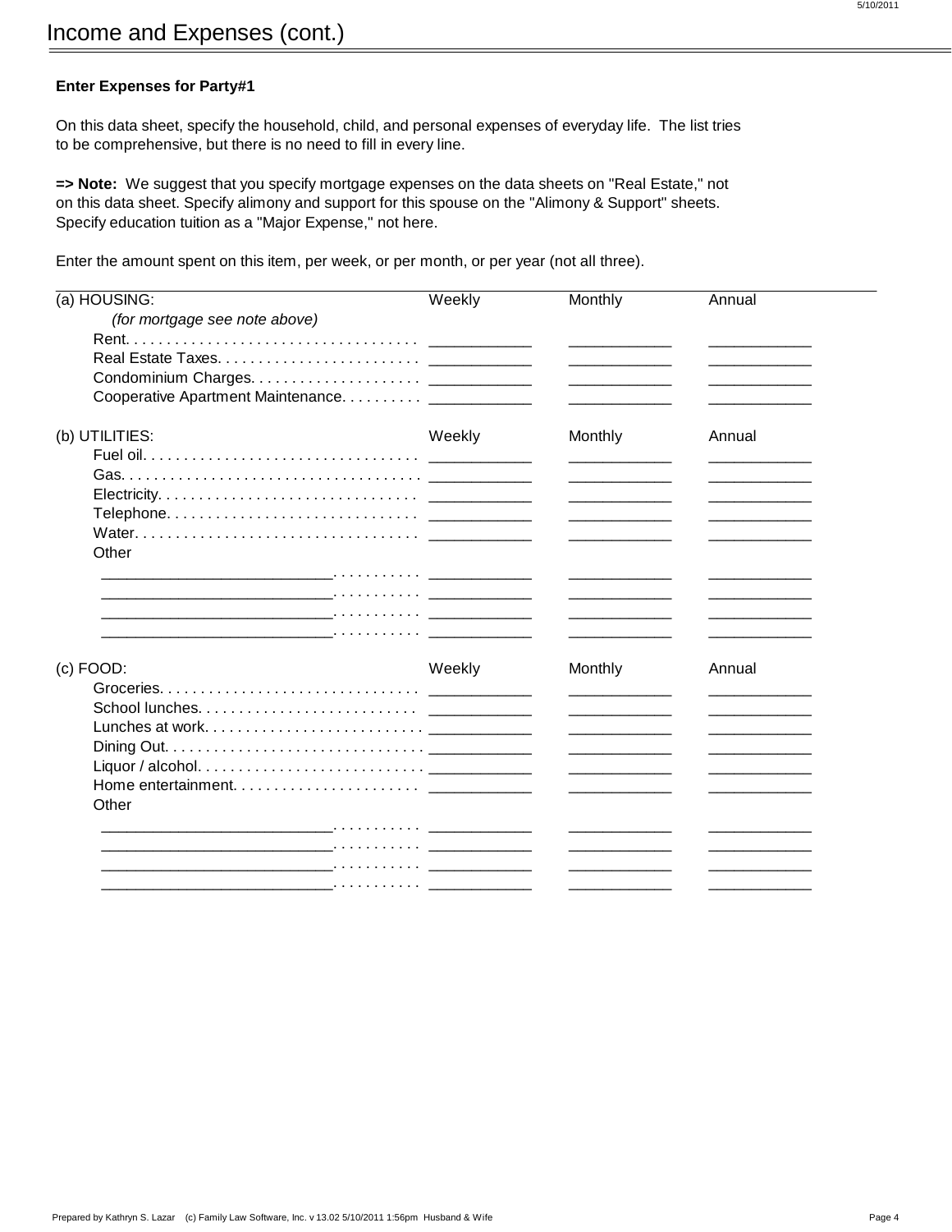# Income and Expenses (cont.)

**Enter Expenses for Party#1**

On this data sheet, specify the household, child, and personal expenses of everyday life. The list tries to be comprehensive, but there is no need to fill in every line.

**=> Note:** We suggest that you specify mortgage expenses on the data sheets on "Real Estate," not on this data sheet. Specify alimony and support for this spouse on the "Alimony & Support" sheets. Specify education tuition as a "Major Expense," not here.

Enter the amount spent on this item, per week, or per month, or per year (not all three).

| (a) HOUSING: | Weekly | Monthly | Annual |
|---|---|---|---|
| *(for mortgage see note above)* | | | |
| Rent | | | |
| Real Estate Taxes | | | |
| Condominium Charges | | | |
| Cooperative Apartment Maintenance | | | |

| (b) UTILITIES: | Weekly | Monthly | Annual |
|---|---|---|---|
| Fuel oil | | | |
| Gas | | | |
| Electricity | | | |
| Telephone | | | |
| Water | | | |
| Other | | | |
| | | | |
| | | | |
| | | | |
| | | | |

| (c) FOOD: | Weekly | Monthly | Annual |
|---|---|---|---|
| Groceries | | | |
| School lunches | | | |
| Lunches at work | | | |
| Dining Out | | | |
| Liquor / alcohol | | | |
| Home entertainment | | | |
| Other | | | |
| | | | |
| | | | |
| | | | |
| | | | |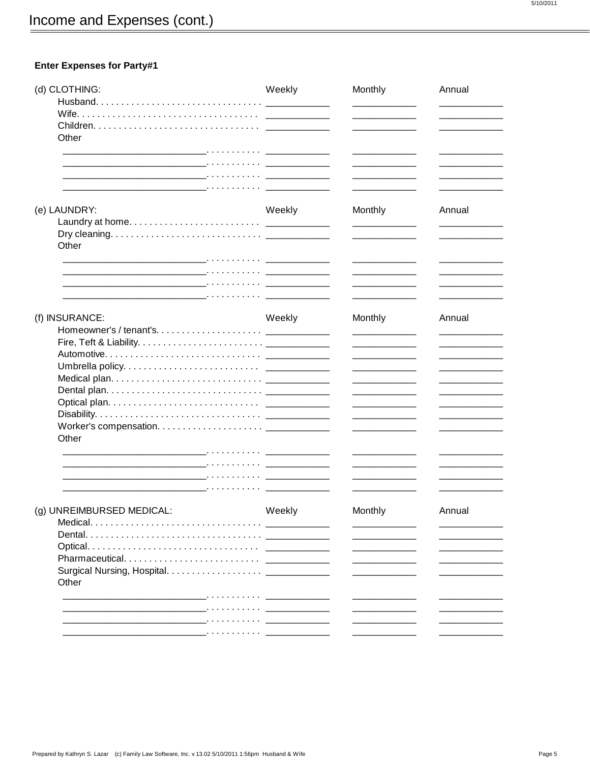# Income and Expenses (cont.)

**Enter Expenses for Party#1**

| (d) CLOTHING: | Weekly | Monthly | Annual |
|---|---|---|---|
| Husband | | | |
| Wife | | | |
| Children | | | |
| Other | | | |
| | | | |
| | | | |
| | | | |
| | | | |

| (e) LAUNDRY: | Weekly | Monthly | Annual |
|---|---|---|---|
| Laundry at home | | | |
| Dry cleaning | | | |
| Other | | | |
| | | | |
| | | | |
| | | | |
| | | | |

| (f) INSURANCE: | Weekly | Monthly | Annual |
|---|---|---|---|
| Homeowner's / tenant's | | | |
| Fire, Teft & Liability | | | |
| Automotive | | | |
| Umbrella policy | | | |
| Medical plan | | | |
| Dental plan | | | |
| Optical plan | | | |
| Disability | | | |
| Worker's compensation | | | |
| Other | | | |
| | | | |
| | | | |
| | | | |
| | | | |

| (g) UNREIMBURSED MEDICAL: | Weekly | Monthly | Annual |
|---|---|---|---|
| Medical | | | |
| Dental | | | |
| Optical | | | |
| Pharmaceutical | | | |
| Surgical Nursing, Hospital | | | |
| Other | | | |
| | | | |
| | | | |
| | | | |
| | | | |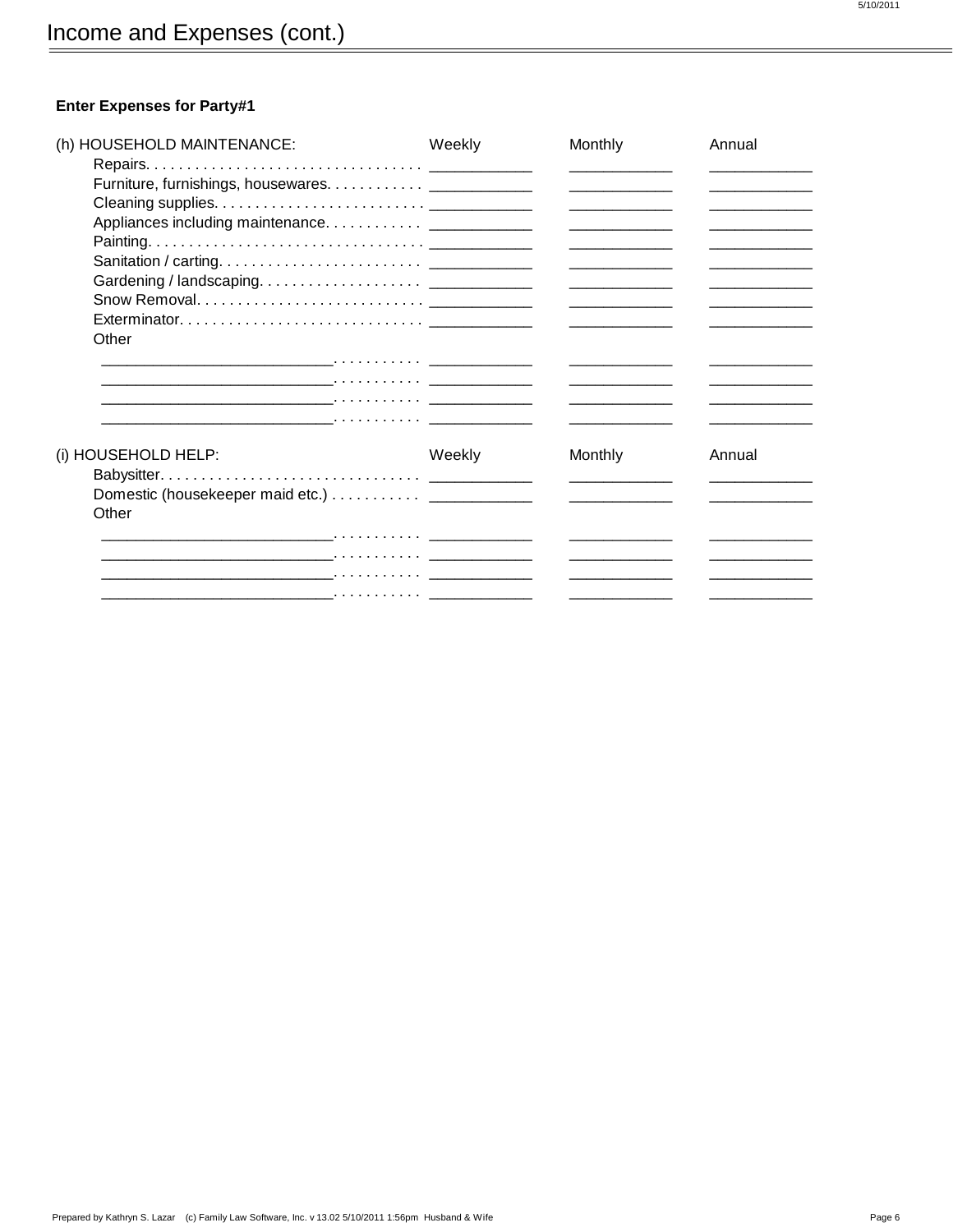# Income and Expenses (cont.)

**Enter Expenses for Party#1**

| (h) HOUSEHOLD MAINTENANCE: | Weekly | Monthly | Annual |
|---|---|---|---|
| Repairs | | | |
| Furniture, furnishings, housewares | | | |
| Cleaning supplies | | | |
| Appliances including maintenance | | | |
| Painting | | | |
| Sanitation / carting | | | |
| Gardening / landscaping | | | |
| Snow Removal | | | |
| Exterminator | | | |
| Other | | | |
| | | | |
| | | | |
| | | | |
| | | | |

| (i) HOUSEHOLD HELP: | Weekly | Monthly | Annual |
|---|---|---|---|
| Babysitter | | | |
| Domestic (housekeeper maid etc.) | | | |
| Other | | | |
| | | | |
| | | | |
| | | | |
| | | | |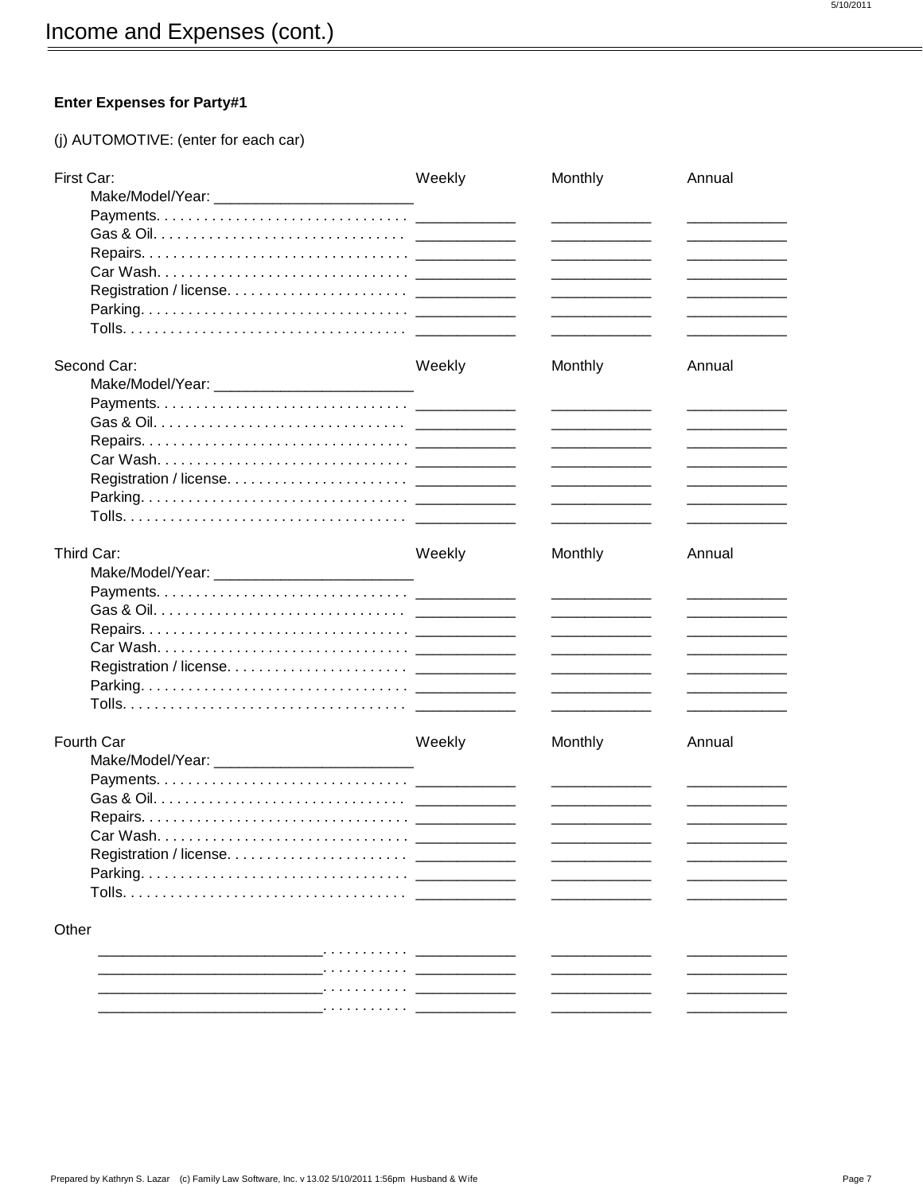# Income and Expenses (cont.)

**Enter Expenses for Party#1**

(j) AUTOMOTIVE: (enter for each car)

| First Car: | Weekly | Monthly | Annual |
|---|---|---|---|
| Make/Model/Year: ______________________ | | | |
| Payments | ___________ | ___________ | ___________ |
| Gas & Oil | ___________ | ___________ | ___________ |
| Repairs | ___________ | ___________ | ___________ |
| Car Wash | ___________ | ___________ | ___________ |
| Registration / license | ___________ | ___________ | ___________ |
| Parking | ___________ | ___________ | ___________ |
| Tolls | ___________ | ___________ | ___________ |

| Second Car: | Weekly | Monthly | Annual |
|---|---|---|---|
| Make/Model/Year: ______________________ | | | |
| Payments | ___________ | ___________ | ___________ |
| Gas & Oil | ___________ | ___________ | ___________ |
| Repairs | ___________ | ___________ | ___________ |
| Car Wash | ___________ | ___________ | ___________ |
| Registration / license | ___________ | ___________ | ___________ |
| Parking | ___________ | ___________ | ___________ |
| Tolls | ___________ | ___________ | ___________ |

| Third Car: | Weekly | Monthly | Annual |
|---|---|---|---|
| Make/Model/Year: ______________________ | | | |
| Payments | ___________ | ___________ | ___________ |
| Gas & Oil | ___________ | ___________ | ___________ |
| Repairs | ___________ | ___________ | ___________ |
| Car Wash | ___________ | ___________ | ___________ |
| Registration / license | ___________ | ___________ | ___________ |
| Parking | ___________ | ___________ | ___________ |
| Tolls | ___________ | ___________ | ___________ |

| Fourth Car | Weekly | Monthly | Annual |
|---|---|---|---|
| Make/Model/Year: ______________________ | | | |
| Payments | ___________ | ___________ | ___________ |
| Gas & Oil | ___________ | ___________ | ___________ |
| Repairs | ___________ | ___________ | ___________ |
| Car Wash | ___________ | ___________ | ___________ |
| Registration / license | ___________ | ___________ | ___________ |
| Parking | ___________ | ___________ | ___________ |
| Tolls | ___________ | ___________ | ___________ |

Other

| | | | |
|---|---|---|---|
| ________________________ | ___________ | ___________ | ___________ |
| ________________________ | ___________ | ___________ | ___________ |
| ________________________ | ___________ | ___________ | ___________ |
| ________________________ | ___________ | ___________ | ___________ |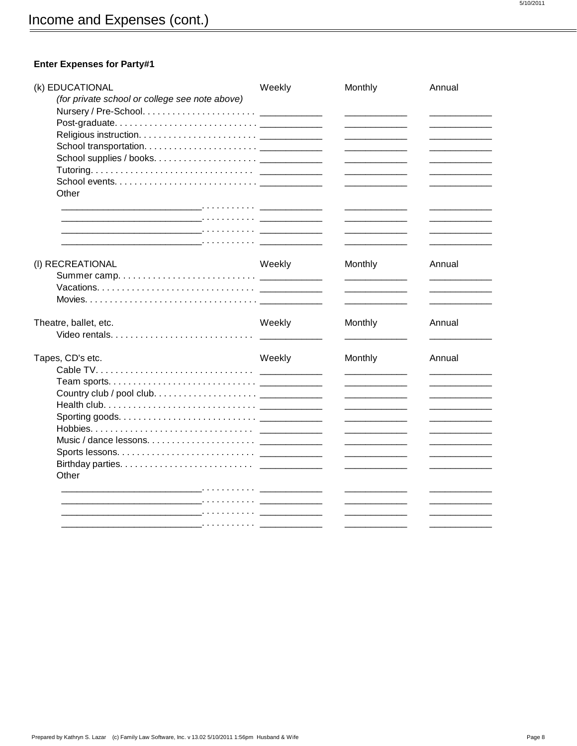# Income and Expenses (cont.)

**Enter Expenses for Party#1**

| (k) EDUCATIONAL *(for private school or college see note above)* | Weekly | Monthly | Annual |
|---|---|---|---|
| Nursery / Pre-School | ___________ | ___________ | ___________ |
| Post-graduate | ___________ | ___________ | ___________ |
| Religious instruction | ___________ | ___________ | ___________ |
| School transportation | ___________ | ___________ | ___________ |
| School supplies / books | ___________ | ___________ | ___________ |
| Tutoring | ___________ | ___________ | ___________ |
| School events | ___________ | ___________ | ___________ |
| Other | | | |
| ________________________ | ___________ | ___________ | ___________ |
| ________________________ | ___________ | ___________ | ___________ |
| ________________________ | ___________ | ___________ | ___________ |
| ________________________ | ___________ | ___________ | ___________ |

| (l) RECREATIONAL | Weekly | Monthly | Annual |
|---|---|---|---|
| Summer camp | ___________ | ___________ | ___________ |
| Vacations | ___________ | ___________ | ___________ |
| Movies | ___________ | ___________ | ___________ |

| Theatre, ballet, etc. | Weekly | Monthly | Annual |
|---|---|---|---|
| Video rentals | ___________ | ___________ | ___________ |

| Tapes, CD's etc. | Weekly | Monthly | Annual |
|---|---|---|---|
| Cable TV | ___________ | ___________ | ___________ |
| Team sports | ___________ | ___________ | ___________ |
| Country club / pool club | ___________ | ___________ | ___________ |
| Health club | ___________ | ___________ | ___________ |
| Sporting goods | ___________ | ___________ | ___________ |
| Hobbies | ___________ | ___________ | ___________ |
| Music / dance lessons | ___________ | ___________ | ___________ |
| Sports lessons | ___________ | ___________ | ___________ |
| Birthday parties | ___________ | ___________ | ___________ |
| Other | | | |
| ________________________ | ___________ | ___________ | ___________ |
| ________________________ | ___________ | ___________ | ___________ |
| ________________________ | ___________ | ___________ | ___________ |
| ________________________ | ___________ | ___________ | ___________ |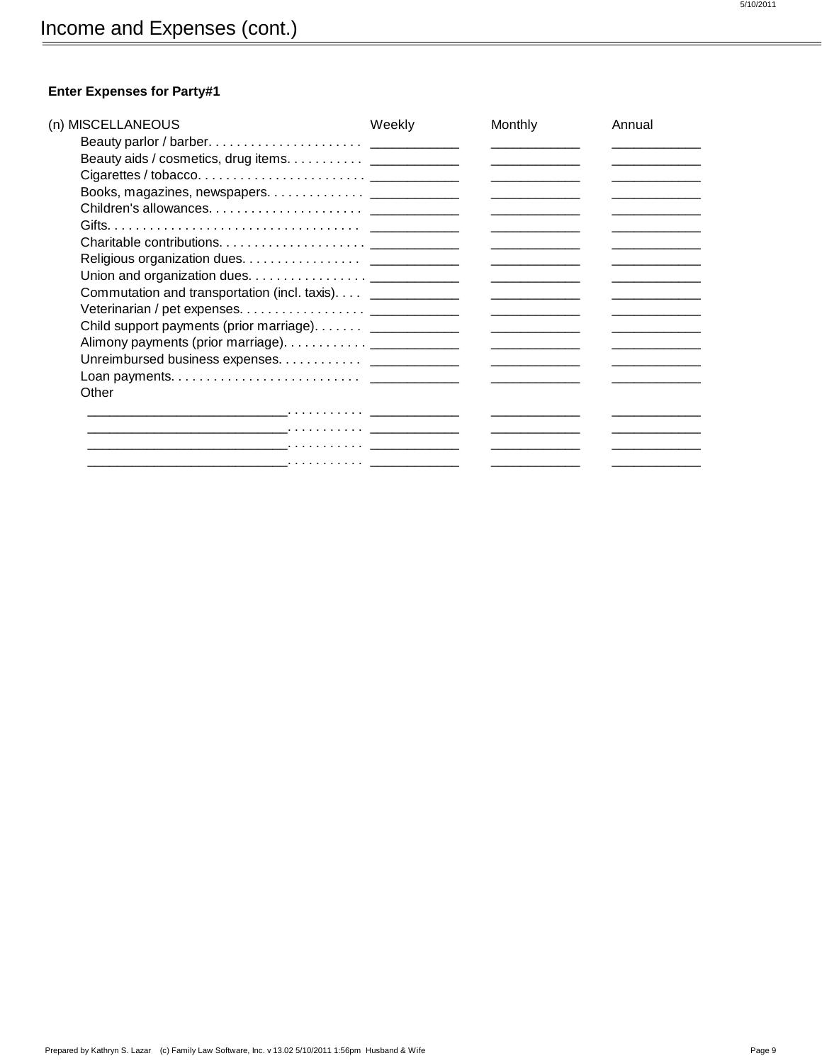# Income and Expenses (cont.)

**Enter Expenses for Party#1**

| (n) MISCELLANEOUS | Weekly | Monthly | Annual |
|---|---|---|---|
| Beauty parlor / barber | | | |
| Beauty aids / cosmetics, drug items | | | |
| Cigarettes / tobacco | | | |
| Books, magazines, newspapers | | | |
| Children's allowances | | | |
| Gifts | | | |
| Charitable contributions | | | |
| Religious organization dues | | | |
| Union and organization dues | | | |
| Commutation and transportation (incl. taxis) | | | |
| Veterinarian / pet expenses | | | |
| Child support payments (prior marriage) | | | |
| Alimony payments (prior marriage) | | | |
| Unreimbursed business expenses | | | |
| Loan payments | | | |
| Other | | | |
| ___________________________ | | | |
| ___________________________ | | | |
| ___________________________ | | | |
| ___________________________ | | | |

Prepared by Kathryn S. Lazar (c) Family Law Software, Inc. v 13.02 5/10/2011 1:56pm Husband & Wife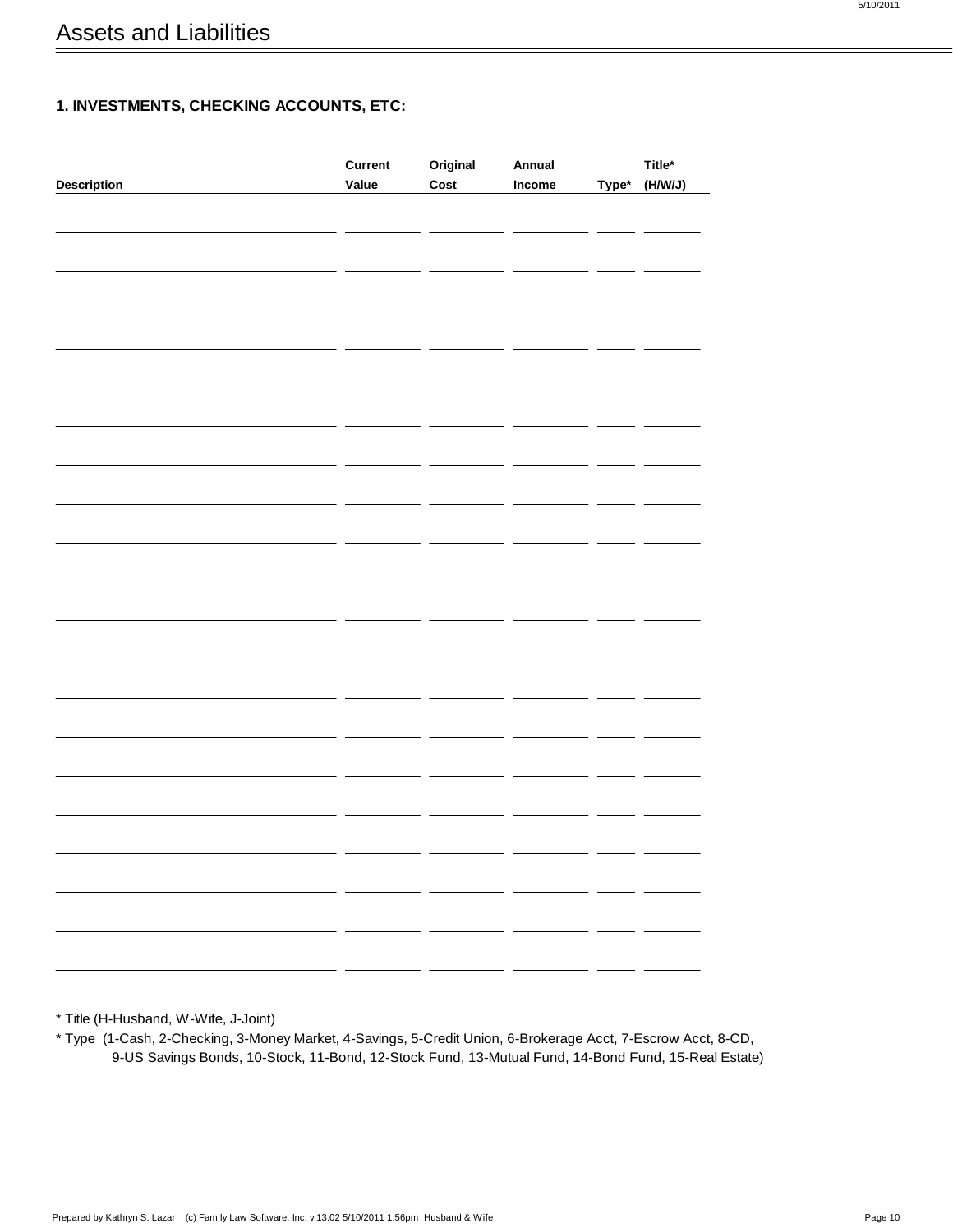# Assets and Liabilities

### 1. INVESTMENTS, CHECKING ACCOUNTS, ETC:

| Description | Current Value | Original Cost | Annual Income | Type* | Title* (H/W/J) |
|---|---|---|---|---|---|
| | | | | | |
| | | | | | |
| | | | | | |
| | | | | | |
| | | | | | |
| | | | | | |
| | | | | | |
| | | | | | |
| | | | | | |
| | | | | | |
| | | | | | |
| | | | | | |
| | | | | | |
| | | | | | |
| | | | | | |
| | | | | | |
| | | | | | |
| | | | | | |
| | | | | | |
| | | | | | |

* Title (H-Husband, W-Wife, J-Joint)

* Type (1-Cash, 2-Checking, 3-Money Market, 4-Savings, 5-Credit Union, 6-Brokerage Acct, 7-Escrow Acct, 8-CD, 9-US Savings Bonds, 10-Stock, 11-Bond, 12-Stock Fund, 13-Mutual Fund, 14-Bond Fund, 15-Real Estate)